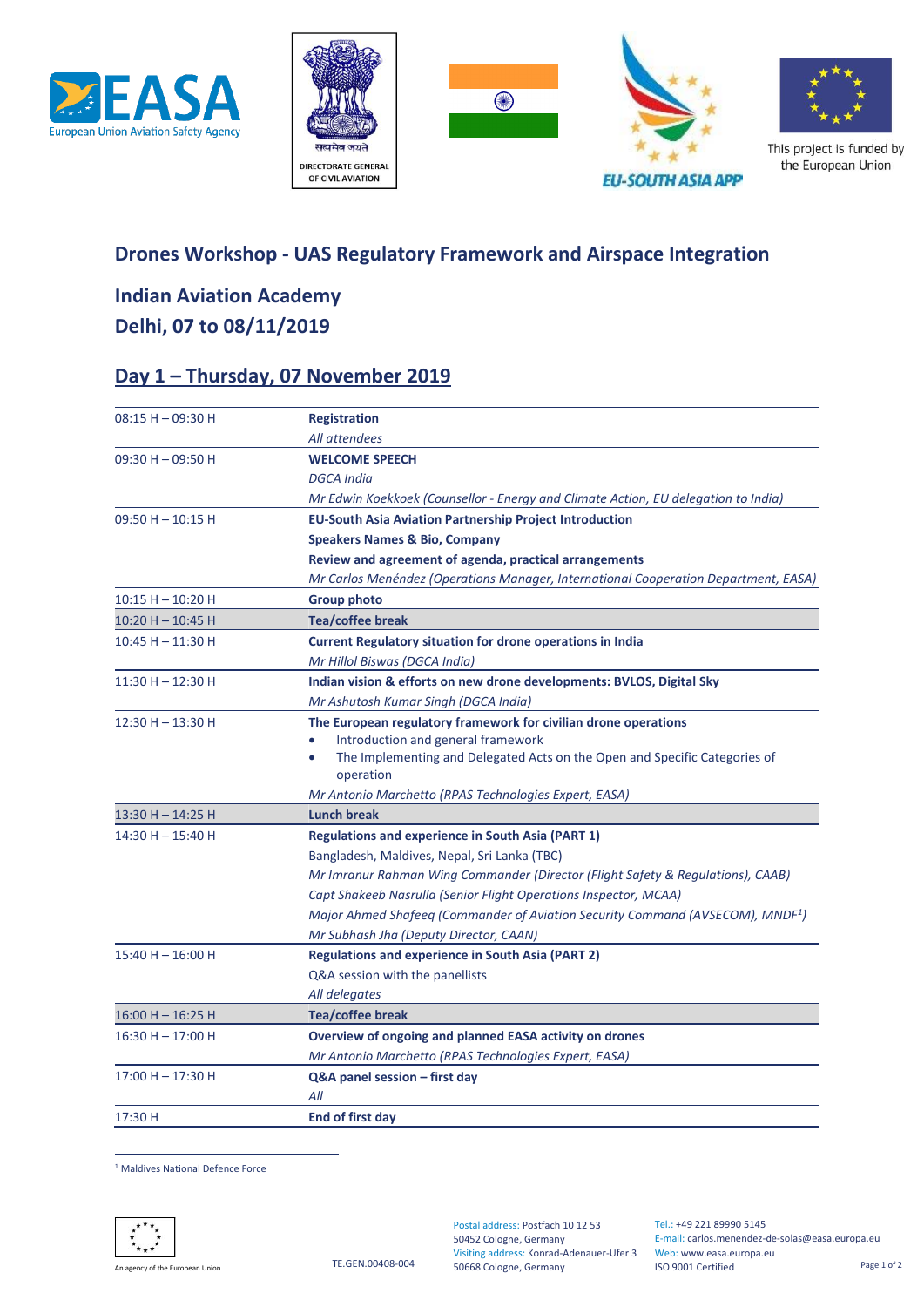This project is funded by the European Union

## Drones Workshop - UAS Regulatory Framework and Airspace Integration

## Indian Aviation Academy
## Delhi, 07 to 08/11/2019

## Day 1 – Thursday, 07 November 2019

| Time | Session |
|---|---|
| 08:15 H – 09:30 H | **Registration**<br>*All attendees* |
| 09:30 H – 09:50 H | **WELCOME SPEECH**<br>*DGCA India*<br>*Mr Edwin Koekkoek (Counsellor - Energy and Climate Action, EU delegation to India)* |
| 09:50 H – 10:15 H | **EU-South Asia Aviation Partnership Project Introduction**<br>**Speakers Names & Bio, Company**<br>**Review and agreement of agenda, practical arrangements**<br>*Mr Carlos Menéndez (Operations Manager, International Cooperation Department, EASA)* |
| 10:15 H – 10:20 H | **Group photo** |
| 10:20 H – 10:45 H | **Tea/coffee break** |
| 10:45 H – 11:30 H | **Current Regulatory situation for drone operations in India**<br>*Mr Hillol Biswas (DGCA India)* |
| 11:30 H – 12:30 H | **Indian vision & efforts on new drone developments: BVLOS, Digital Sky**<br>*Mr Ashutosh Kumar Singh (DGCA India)* |
| 12:30 H – 13:30 H | **The European regulatory framework for civilian drone operations**<br>• Introduction and general framework<br>• The Implementing and Delegated Acts on the Open and Specific Categories of operation<br>*Mr Antonio Marchetto (RPAS Technologies Expert, EASA)* |
| 13:30 H – 14:25 H | **Lunch break** |
| 14:30 H – 15:40 H | **Regulations and experience in South Asia (PART 1)**<br>Bangladesh, Maldives, Nepal, Sri Lanka (TBC)<br>*Mr Imranur Rahman Wing Commander (Director (Flight Safety & Regulations), CAAB)*<br>*Capt Shakeeb Nasrulla (Senior Flight Operations Inspector, MCAA)*<br>*Major Ahmed Shafeeq (Commander of Aviation Security Command (AVSECOM), MNDF[1])*<br>*Mr Subhash Jha (Deputy Director, CAAN)* |
| 15:40 H – 16:00 H | **Regulations and experience in South Asia (PART 2)**<br>Q&A session with the panellists<br>*All delegates* |
| 16:00 H – 16:25 H | **Tea/coffee break** |
| 16:30 H – 17:00 H | **Overview of ongoing and planned EASA activity on drones**<br>*Mr Antonio Marchetto (RPAS Technologies Expert, EASA)* |
| 17:00 H – 17:30 H | **Q&A panel session – first day**<br>*All* |
| 17:30 H | **End of first day** |

[1] Maldives National Defence Force

An agency of the European Union

TE.GEN.00408-004

Postal address: Postfach 10 12 53
50452 Cologne, Germany
Visiting address: Konrad-Adenauer-Ufer 3
50668 Cologne, Germany

Tel.: +49 221 89990 5145
E-mail: carlos.menendez-de-solas@easa.europa.eu
Web: www.easa.europa.eu
ISO 9001 Certified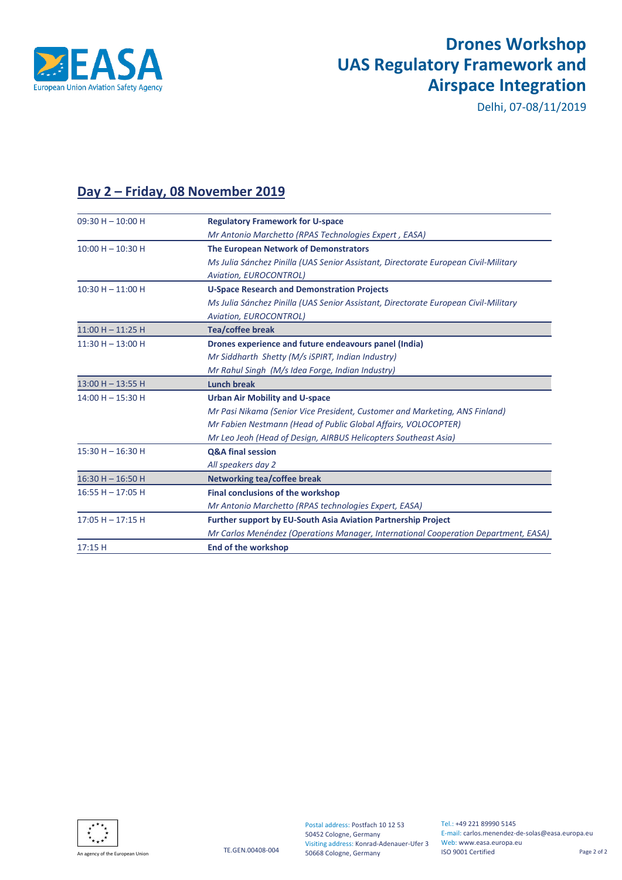# Drones Workshop
# UAS Regulatory Framework and Airspace Integration

Delhi, 07-08/11/2019

## Day 2 – Friday, 08 November 2019

| | |
|---|---|
| 09:30 H – 10:00 H | **Regulatory Framework for U-space**<br>*Mr Antonio Marchetto (RPAS Technologies Expert , EASA)* |
| 10:00 H – 10:30 H | **The European Network of Demonstrators**<br>*Ms Julia Sánchez Pinilla (UAS Senior Assistant, Directorate European Civil-Military Aviation, EUROCONTROL)* |
| 10:30 H – 11:00 H | **U-Space Research and Demonstration Projects**<br>*Ms Julia Sánchez Pinilla (UAS Senior Assistant, Directorate European Civil-Military Aviation, EUROCONTROL)* |
| 11:00 H – 11:25 H | **Tea/coffee break** |
| 11:30 H – 13:00 H | **Drones experience and future endeavours panel (India)**<br>*Mr Siddharth Shetty (M/s iSPIRT, Indian Industry)*<br>*Mr Rahul Singh (M/s Idea Forge, Indian Industry)* |
| 13:00 H – 13:55 H | **Lunch break** |
| 14:00 H – 15:30 H | **Urban Air Mobility and U-space**<br>*Mr Pasi Nikama (Senior Vice President, Customer and Marketing, ANS Finland)*<br>*Mr Fabien Nestmann (Head of Public Global Affairs, VOLOCOPTER)*<br>*Mr Leo Jeoh (Head of Design, AIRBUS Helicopters Southeast Asia)* |
| 15:30 H – 16:30 H | **Q&A final session**<br>*All speakers day 2* |
| 16:30 H – 16:50 H | **Networking tea/coffee break** |
| 16:55 H – 17:05 H | **Final conclusions of the workshop**<br>*Mr Antonio Marchetto (RPAS technologies Expert, EASA)* |
| 17:05 H – 17:15 H | **Further support by EU-South Asia Aviation Partnership Project**<br>*Mr Carlos Menéndez (Operations Manager, International Cooperation Department, EASA)* |
| 17:15 H | **End of the workshop** |

An agency of the European Union

TE.GEN.00408-004

Postal address: Postfach 10 12 53
50452 Cologne, Germany
Visiting address: Konrad-Adenauer-Ufer 3
50668 Cologne, Germany

Tel.: +49 221 89990 5145
E-mail: carlos.menendez-de-solas@easa.europa.eu
Web: www.easa.europa.eu
ISO 9001 Certified